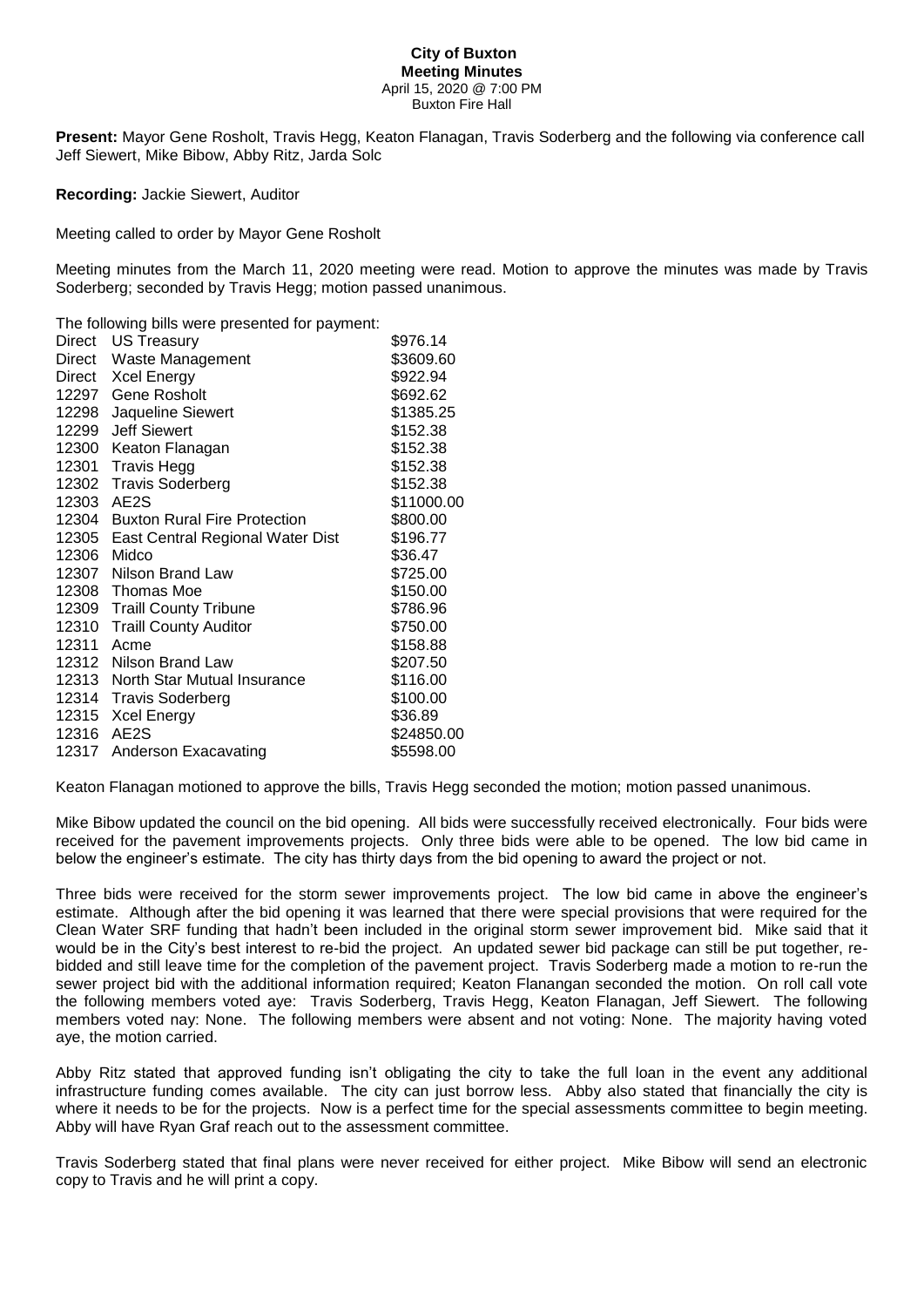**City of Buxton**
**Meeting Minutes**
April 15, 2020 @ 7:00 PM
Buxton Fire Hall

**Present:** Mayor Gene Rosholt, Travis Hegg, Keaton Flanagan, Travis Soderberg and the following via conference call Jeff Siewert, Mike Bibow, Abby Ritz, Jarda Solc

**Recording:** Jackie Siewert, Auditor

Meeting called to order by Mayor Gene Rosholt

Meeting minutes from the March 11, 2020 meeting were read. Motion to approve the minutes was made by Travis Soderberg; seconded by Travis Hegg; motion passed unanimous.

The following bills were presented for payment:

| | | |
|---|---|---|
| Direct | US Treasury | \$976.14 |
| Direct | Waste Management | \$3609.60 |
| Direct | Xcel Energy | \$922.94 |
| 12297 | Gene Rosholt | \$692.62 |
| 12298 | Jaqueline Siewert | \$1385.25 |
| 12299 | Jeff Siewert | \$152.38 |
| 12300 | Keaton Flanagan | \$152.38 |
| 12301 | Travis Hegg | \$152.38 |
| 12302 | Travis Soderberg | \$152.38 |
| 12303 | AE2S | \$11000.00 |
| 12304 | Buxton Rural Fire Protection | \$800.00 |
| 12305 | East Central Regional Water Dist | \$196.77 |
| 12306 | Midco | \$36.47 |
| 12307 | Nilson Brand Law | \$725.00 |
| 12308 | Thomas Moe | \$150.00 |
| 12309 | Traill County Tribune | \$786.96 |
| 12310 | Traill County Auditor | \$750.00 |
| 12311 | Acme | \$158.88 |
| 12312 | Nilson Brand Law | \$207.50 |
| 12313 | North Star Mutual Insurance | \$116.00 |
| 12314 | Travis Soderberg | \$100.00 |
| 12315 | Xcel Energy | \$36.89 |
| 12316 | AE2S | \$24850.00 |
| 12317 | Anderson Exacavating | \$5598.00 |

Keaton Flanagan motioned to approve the bills, Travis Hegg seconded the motion; motion passed unanimous.

Mike Bibow updated the council on the bid opening. All bids were successfully received electronically. Four bids were received for the pavement improvements projects. Only three bids were able to be opened. The low bid came in below the engineer's estimate. The city has thirty days from the bid opening to award the project or not.

Three bids were received for the storm sewer improvements project. The low bid came in above the engineer's estimate. Although after the bid opening it was learned that there were special provisions that were required for the Clean Water SRF funding that hadn't been included in the original storm sewer improvement bid. Mike said that it would be in the City's best interest to re-bid the project. An updated sewer bid package can still be put together, re-bidded and still leave time for the completion of the pavement project. Travis Soderberg made a motion to re-run the sewer project bid with the additional information required; Keaton Flanangan seconded the motion. On roll call vote the following members voted aye: Travis Soderberg, Travis Hegg, Keaton Flanagan, Jeff Siewert. The following members voted nay: None. The following members were absent and not voting: None. The majority having voted aye, the motion carried.

Abby Ritz stated that approved funding isn't obligating the city to take the full loan in the event any additional infrastructure funding comes available. The city can just borrow less. Abby also stated that financially the city is where it needs to be for the projects. Now is a perfect time for the special assessments committee to begin meeting. Abby will have Ryan Graf reach out to the assessment committee.

Travis Soderberg stated that final plans were never received for either project. Mike Bibow will send an electronic copy to Travis and he will print a copy.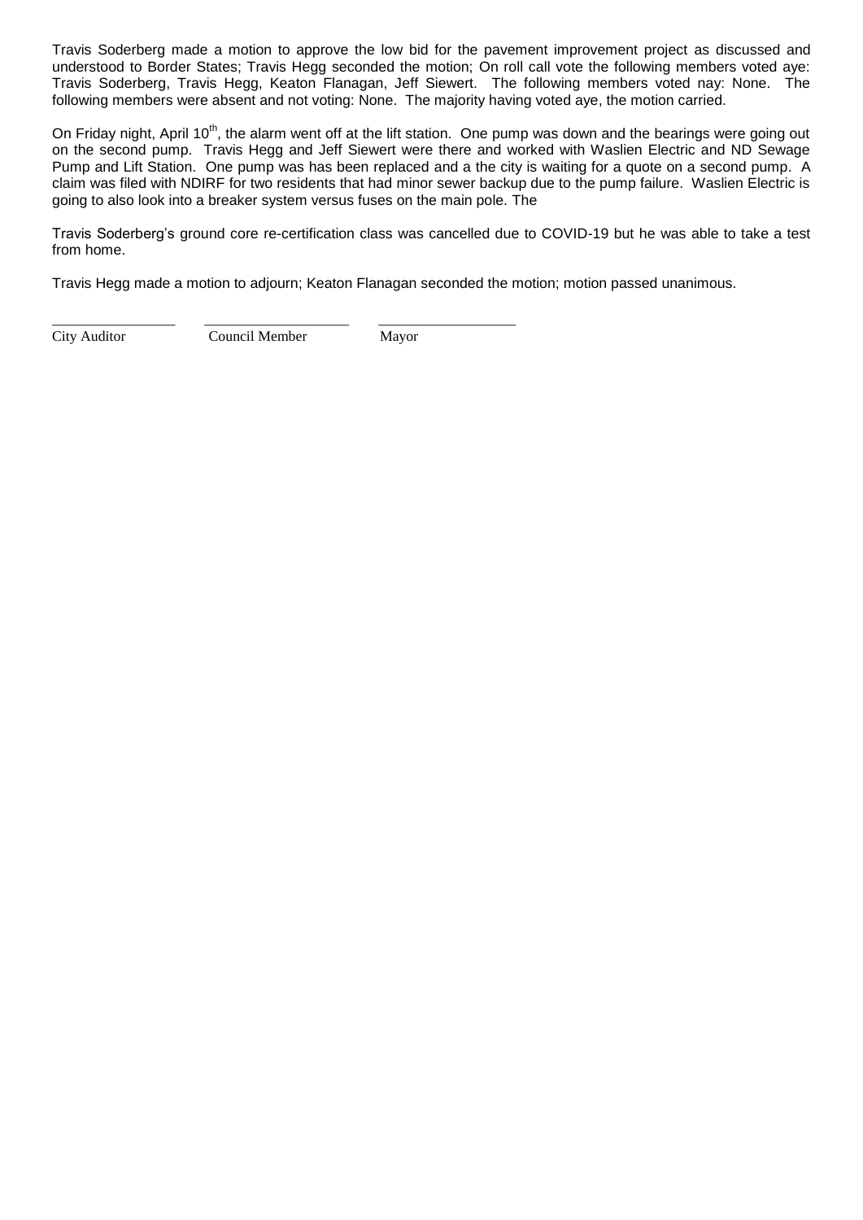Travis Soderberg made a motion to approve the low bid for the pavement improvement project as discussed and understood to Border States; Travis Hegg seconded the motion; On roll call vote the following members voted aye: Travis Soderberg, Travis Hegg, Keaton Flanagan, Jeff Siewert. The following members voted nay: None. The following members were absent and not voting: None. The majority having voted aye, the motion carried.

On Friday night, April 10$^{th}$, the alarm went off at the lift station. One pump was down and the bearings were going out on the second pump. Travis Hegg and Jeff Siewert were there and worked with Waslien Electric and ND Sewage Pump and Lift Station. One pump was has been replaced and a the city is waiting for a quote on a second pump. A claim was filed with NDIRF for two residents that had minor sewer backup due to the pump failure. Waslien Electric is going to also look into a breaker system versus fuses on the main pole. The

Travis Soderberg's ground core re-certification class was cancelled due to COVID-19 but he was able to take a test from home.

Travis Hegg made a motion to adjourn; Keaton Flanagan seconded the motion; motion passed unanimous.

| | | |
|---|---|---|
| \_\_\_\_\_\_\_\_\_\_\_\_\_\_\_\_ | \_\_\_\_\_\_\_\_\_\_\_\_\_\_\_\_\_\_ | \_\_\_\_\_\_\_\_\_\_\_\_\_\_\_\_\_\_ |
| City Auditor | Council Member | Mayor |